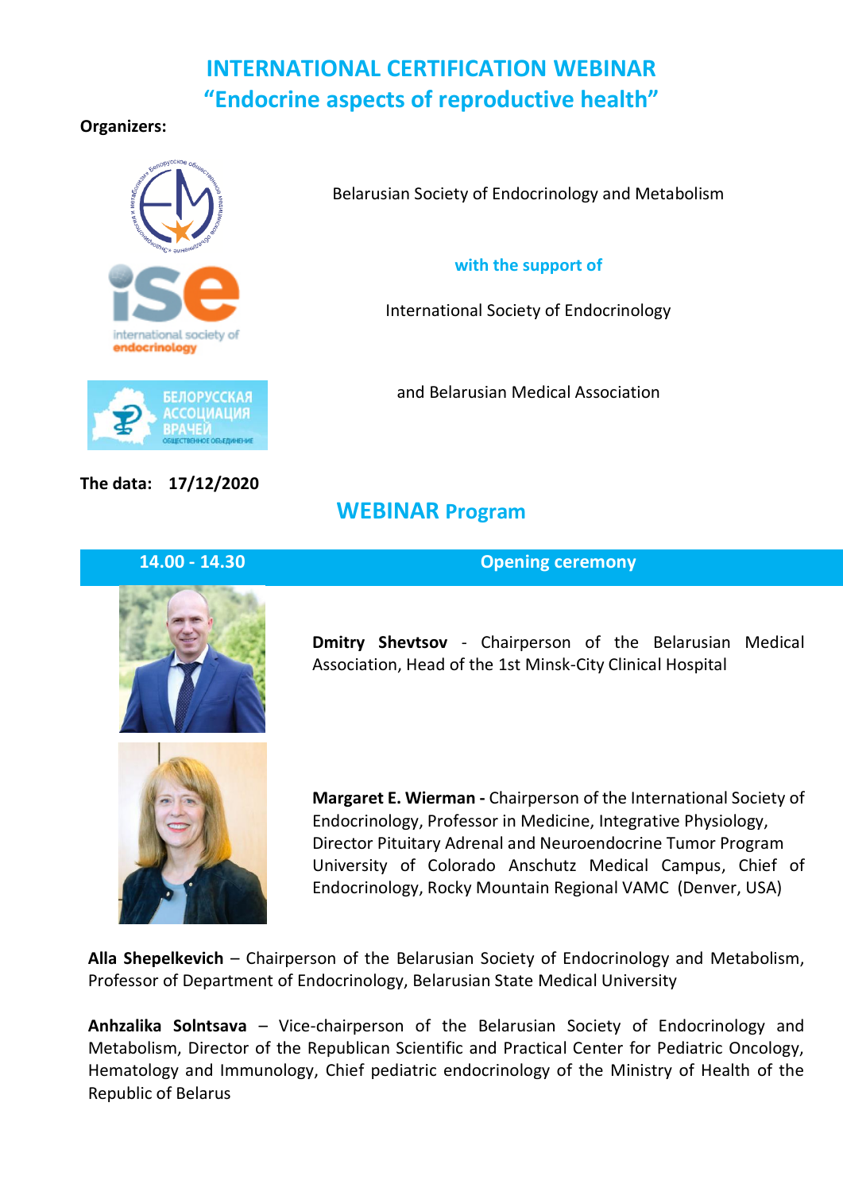# INTERNATIONAL CERTIFICATION WEBINAR
# "Endocrine aspects of reproductive health"

**Organizers:**

Belarusian Society of Endocrinology and Metabolism

**with the support of**

International Society of Endocrinology

and Belarusian Medical Association

**The data: 17/12/2020**

## WEBINAR Program

| 14.00 - 14.30 | Opening ceremony |
|---|---|

**Dmitry Shevtsov** - Chairperson of the Belarusian Medical Association, Head of the 1st Minsk-City Clinical Hospital

**Margaret E. Wierman -** Chairperson of the International Society of Endocrinology, Professor in Medicine, Integrative Physiology, Director Pituitary Adrenal and Neuroendocrine Tumor Program University of Colorado Anschutz Medical Campus, Chief of Endocrinology, Rocky Mountain Regional VAMC (Denver, USA)

**Alla Shepelkevich** – Chairperson of the Belarusian Society of Endocrinology and Metabolism, Professor of Department of Endocrinology, Belarusian State Medical University

**Anhzalika Solntsava** – Vice-chairperson of the Belarusian Society of Endocrinology and Metabolism, Director of the Republican Scientific and Practical Center for Pediatric Oncology, Hematology and Immunology, Chief pediatric endocrinology of the Ministry of Health of the Republic of Belarus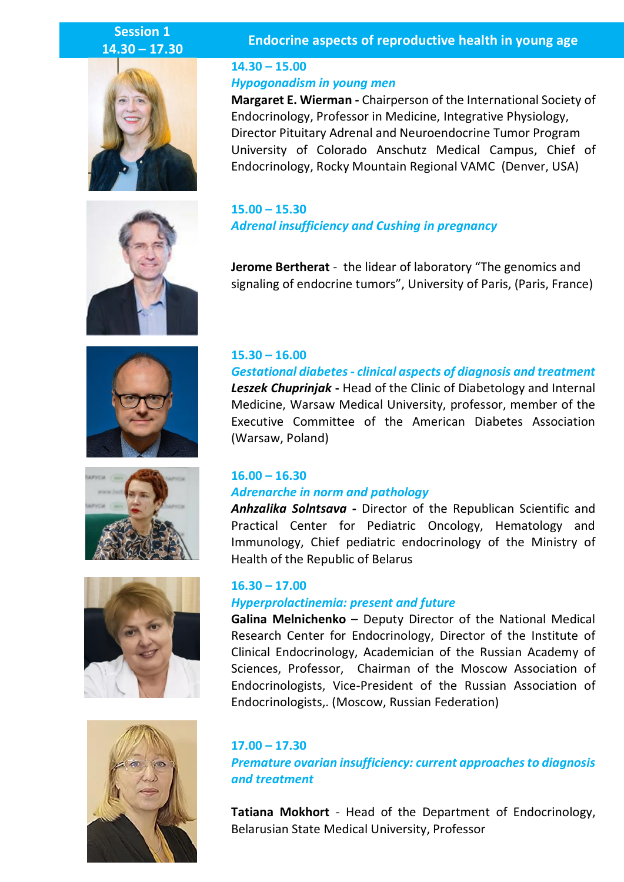## Session 1 14.30 – 17.30 — Endocrine aspects of reproductive health in young age

**14.30 – 15.00**

*Hypogonadism in young men*

**Margaret E. Wierman -** Chairperson of the International Society of Endocrinology, Professor in Medicine, Integrative Physiology, Director Pituitary Adrenal and Neuroendocrine Tumor Program University of Colorado Anschutz Medical Campus, Chief of Endocrinology, Rocky Mountain Regional VAMC (Denver, USA)

**15.00 – 15.30**

*Adrenal insufficiency and Cushing in pregnancy*

**Jerome Bertherat** - the lidear of laboratory "The genomics and signaling of endocrine tumors", University of Paris, (Paris, France)

**15.30 – 16.00**

*Gestational diabetes - clinical aspects of diagnosis and treatment*

***Leszek Chuprinjak* -** Head of the Clinic of Diabetology and Internal Medicine, Warsaw Medical University, professor, member of the Executive Committee of the American Diabetes Association (Warsaw, Poland)

**16.00 – 16.30**

*Adrenarche in norm and pathology*

***Anhzalika Solntsava* -** Director of the Republican Scientific and Practical Center for Pediatric Oncology, Hematology and Immunology, Chief pediatric endocrinology of the Ministry of Health of the Republic of Belarus

**16.30 – 17.00**

*Hyperprolactinemia: present and future*

**Galina Melnichenko** – Deputy Director of the National Medical Research Center for Endocrinology, Director of the Institute of Clinical Endocrinology, Academician of the Russian Academy of Sciences, Professor, Chairman of the Moscow Association of Endocrinologists, Vice-President of the Russian Association of Endocrinologists,. (Moscow, Russian Federation)

**17.00 – 17.30**

*Premature ovarian insufficiency: current approaches to diagnosis and treatment*

**Tatiana Mokhort** - Head of the Department of Endocrinology, Belarusian State Medical University, Professor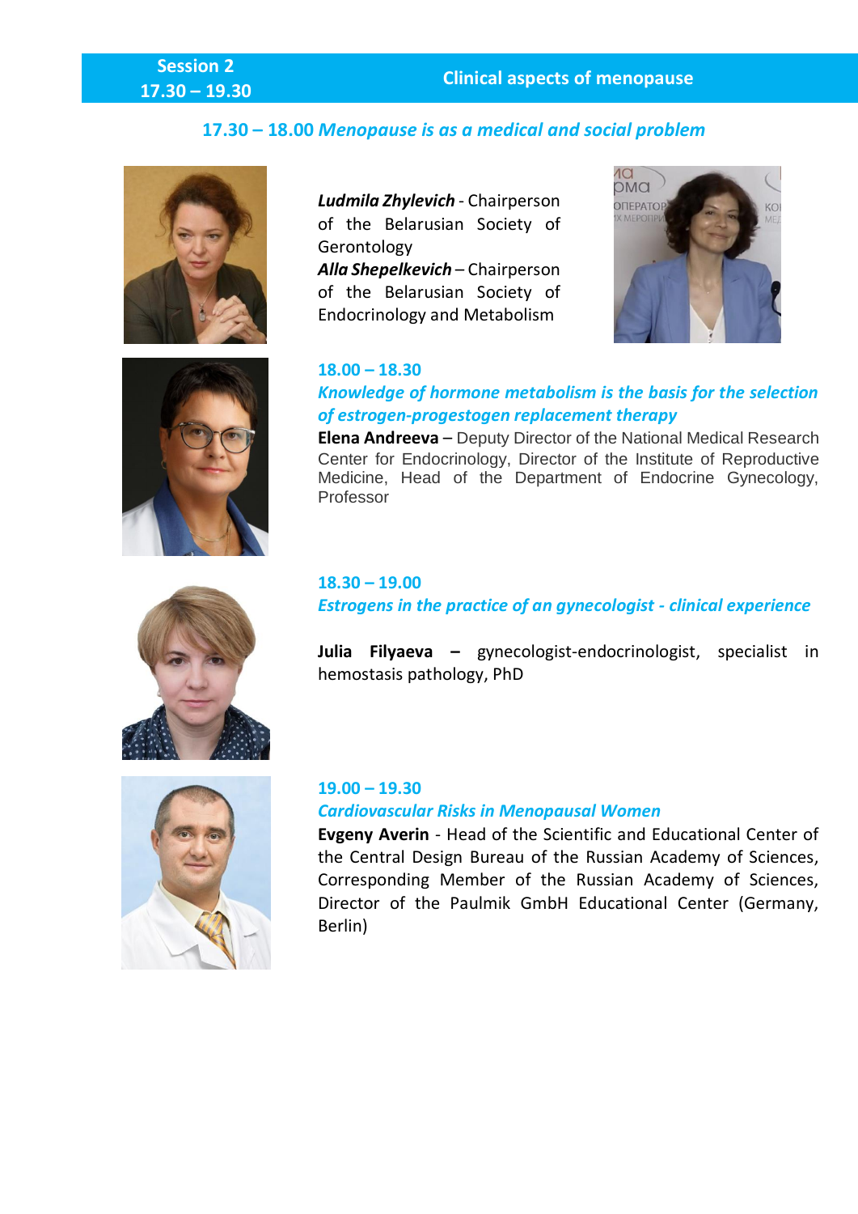## Session 2 17.30 – 19.30 — Clinical aspects of menopause

### 17.30 – 18.00 *Menopause is as a medical and social problem*

***Ludmila Zhylevich*** - Chairperson of the Belarusian Society of Gerontology

***Alla Shepelkevich*** – Chairperson of the Belarusian Society of Endocrinology and Metabolism

### 18.00 – 18.30

***Knowledge of hormone metabolism is the basis for the selection of estrogen-progestogen replacement therapy***

**Elena Andreeva** – Deputy Director of the National Medical Research Center for Endocrinology, Director of the Institute of Reproductive Medicine, Head of the Department of Endocrine Gynecology, Professor

### 18.30 – 19.00

***Estrogens in the practice of an gynecologist - clinical experience***

**Julia Filyaeva** – gynecologist-endocrinologist, specialist in hemostasis pathology, PhD

### 19.00 – 19.30

***Cardiovascular Risks in Menopausal Women***

**Evgeny Averin** - Head of the Scientific and Educational Center of the Central Design Bureau of the Russian Academy of Sciences, Corresponding Member of the Russian Academy of Sciences, Director of the Paulmik GmbH Educational Center (Germany, Berlin)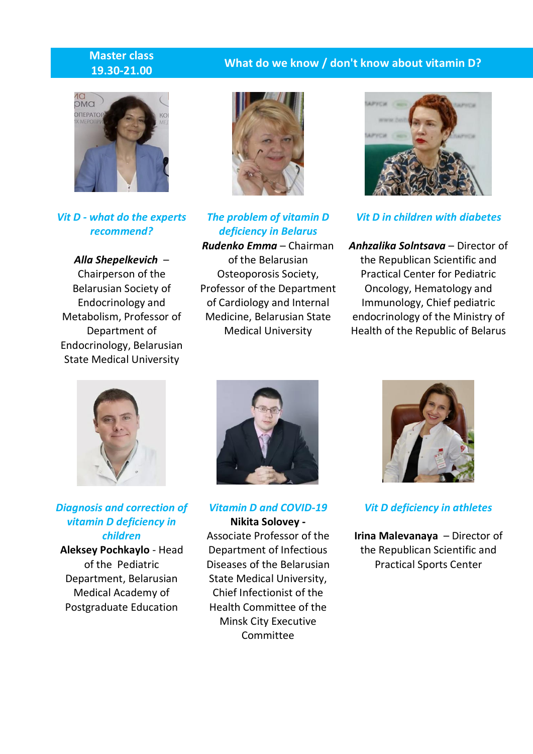## Master class 19.30-21.00 — What do we know / don't know about vitamin D?

***Vit D - what do the experts recommend?***

***Alla Shepelkevich*** – Chairperson of the Belarusian Society of Endocrinology and Metabolism, Professor of Department of Endocrinology, Belarusian State Medical University

***The problem of vitamin D deficiency in Belarus***

***Rudenko Emma*** – Chairman of the Belarusian Osteoporosis Society, Professor of the Department of Cardiology and Internal Medicine, Belarusian State Medical University

***Vit D in children with diabetes***

***Anhzalika Solntsava*** – Director of the Republican Scientific and Practical Center for Pediatric Oncology, Hematology and Immunology, Chief pediatric endocrinology of the Ministry of Health of the Republic of Belarus

***Diagnosis and correction of vitamin D deficiency in children***

**Aleksey Pochkaylo** - Head of the Pediatric Department, Belarusian Medical Academy of Postgraduate Education

***Vitamin D and COVID-19***

**Nikita Solovey -** Associate Professor of the Department of Infectious Diseases of the Belarusian State Medical University, Chief Infectionist of the Health Committee of the Minsk City Executive Committee

***Vit D deficiency in athletes***

**Irina Malevanaya** – Director of the Republican Scientific and Practical Sports Center